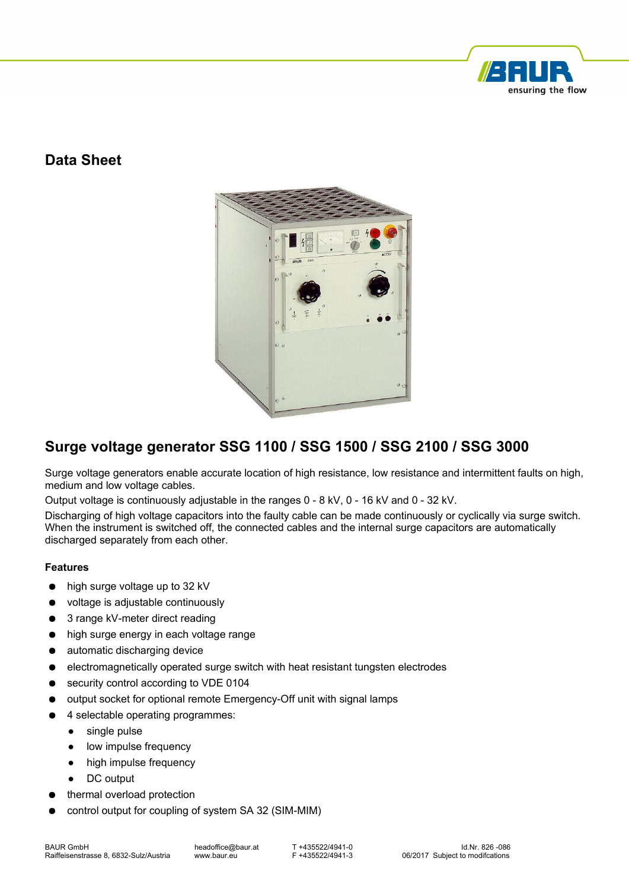## Data Sheet

# Surge voltage generator SSG 1100 / SSG 1500 / SSG 2100 / SSG 3000

Surge voltage generators enable accurate location of high resistance, low resistance and intermittent faults on high, medium and low voltage cables.

Output voltage is continuously adjustable in the ranges 0 - 8 kV, 0 - 16 kV and 0 - 32 kV.

Discharging of high voltage capacitors into the faulty cable can be made continuously or cyclically via surge switch. When the instrument is switched off, the connected cables and the internal surge capacitors are automatically discharged separately from each other.

### Features

- high surge voltage up to 32 kV
- voltage is adjustable continuously
- 3 range kV-meter direct reading
- high surge energy in each voltage range
- automatic discharging device
- electromagnetically operated surge switch with heat resistant tungsten electrodes
- security control according to VDE 0104
- output socket for optional remote Emergency-Off unit with signal lamps
- 4 selectable operating programmes:
  - single pulse
  - low impulse frequency
  - high impulse frequency
  - DC output
- thermal overload protection
- control output for coupling of system SA 32 (SIM-MIM)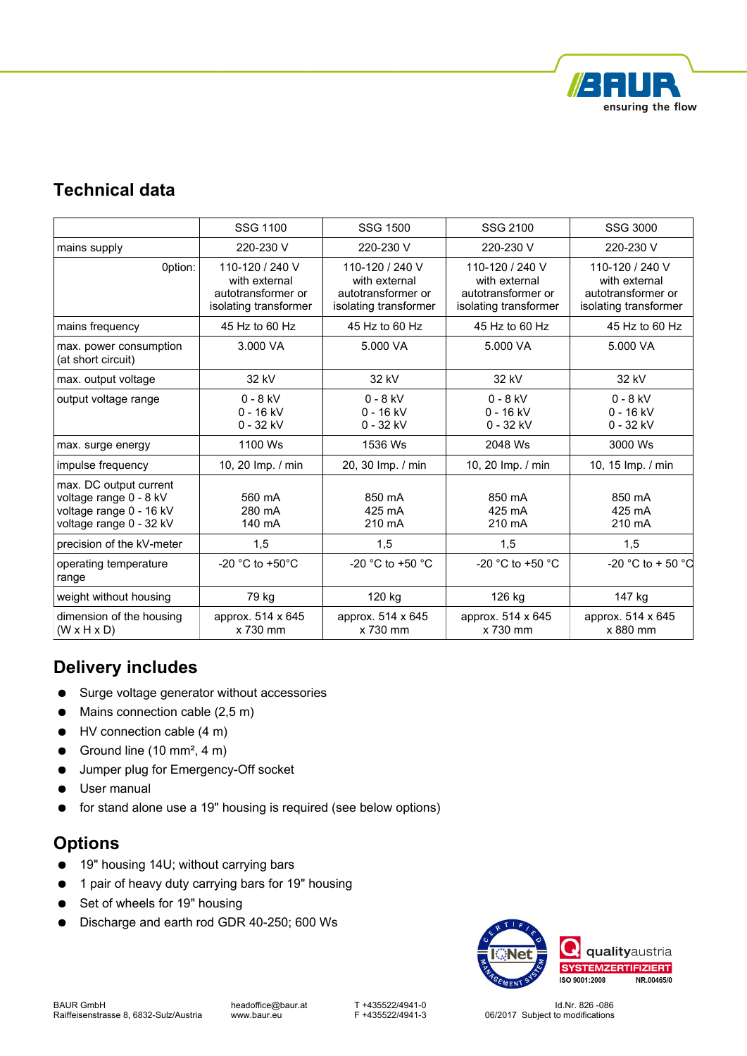## Technical data

| | SSG 1100 | SSG 1500 | SSG 2100 | SSG 3000 |
|---|---|---|---|---|
| mains supply | 220-230 V | 220-230 V | 220-230 V | 220-230 V |
| Option: | 110-120 / 240 V with external autotransformer or isolating transformer | 110-120 / 240 V with external autotransformer or isolating transformer | 110-120 / 240 V with external autotransformer or isolating transformer | 110-120 / 240 V with external autotransformer or isolating transformer |
| mains frequency | 45 Hz to 60 Hz | 45 Hz to 60 Hz | 45 Hz to 60 Hz | 45 Hz to 60 Hz |
| max. power consumption (at short circuit) | 3.000 VA | 5.000 VA | 5.000 VA | 5.000 VA |
| max. output voltage | 32 kV | 32 kV | 32 kV | 32 kV |
| output voltage range | 0 - 8 kV<br>0 - 16 kV<br>0 - 32 kV | 0 - 8 kV<br>0 - 16 kV<br>0 - 32 kV | 0 - 8 kV<br>0 - 16 kV<br>0 - 32 kV | 0 - 8 kV<br>0 - 16 kV<br>0 - 32 kV |
| max. surge energy | 1100 Ws | 1536 Ws | 2048 Ws | 3000 Ws |
| impulse frequency | 10, 20 Imp. / min | 20, 30 Imp. / min | 10, 20 Imp. / min | 10, 15 Imp. / min |
| max. DC output current<br>voltage range 0 - 8 kV<br>voltage range 0 - 16 kV<br>voltage range 0 - 32 kV | <br>560 mA<br>280 mA<br>140 mA | <br>850 mA<br>425 mA<br>210 mA | <br>850 mA<br>425 mA<br>210 mA | <br>850 mA<br>425 mA<br>210 mA |
| precision of the kV-meter | 1,5 | 1,5 | 1,5 | 1,5 |
| operating temperature range | -20 °C to +50°C | -20 °C to +50 °C | -20 °C to +50 °C | -20 °C to + 50 °C |
| weight without housing | 79 kg | 120 kg | 126 kg | 147 kg |
| dimension of the housing (W x H x D) | approx. 514 x 645 x 730 mm | approx. 514 x 645 x 730 mm | approx. 514 x 645 x 730 mm | approx. 514 x 645 x 880 mm |

## Delivery includes

- Surge voltage generator without accessories
- Mains connection cable (2,5 m)
- HV connection cable (4 m)
- Ground line (10 mm², 4 m)
- Jumper plug for Emergency-Off socket
- User manual
- for stand alone use a 19" housing is required (see below options)

## Options

- 19" housing 14U; without carrying bars
- 1 pair of heavy duty carrying bars for 19" housing
- Set of wheels for 19" housing
- Discharge and earth rod GDR 40-250; 600 Ws

BAUR GmbH
Raiffeisenstrasse 8, 6832-Sulz/Austria

headoffice@baur.at
www.baur.eu

T +435522/4941-0
F +435522/4941-3

Id.Nr. 826 -086
06/2017 Subject to modifications